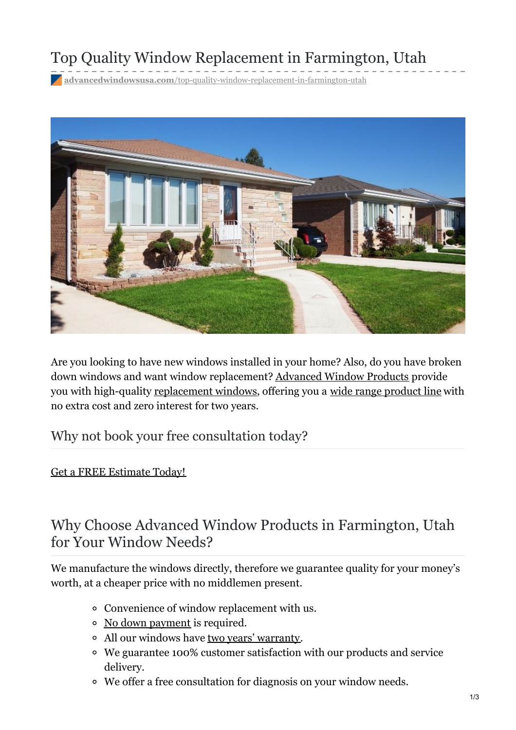# Top Quality Window Replacement in Farmington, Utah

advancedwindowsusa.com/top-quality-window-replacement-in-farmington-utah

Are you looking to have new windows installed in your home? Also, do you have broken down windows and want window replacement? Advanced Window Products provide you with high-quality replacement windows, offering you a wide range product line with no extra cost and zero interest for two years.

## Why not book your free consultation today?

Get a FREE Estimate Today!

## Why Choose Advanced Window Products in Farmington, Utah for Your Window Needs?

We manufacture the windows directly, therefore we guarantee quality for your money's worth, at a cheaper price with no middlemen present.

- Convenience of window replacement with us.
- No down payment is required.
- All our windows have two years' warranty.
- We guarantee 100% customer satisfaction with our products and service delivery.
- We offer a free consultation for diagnosis on your window needs.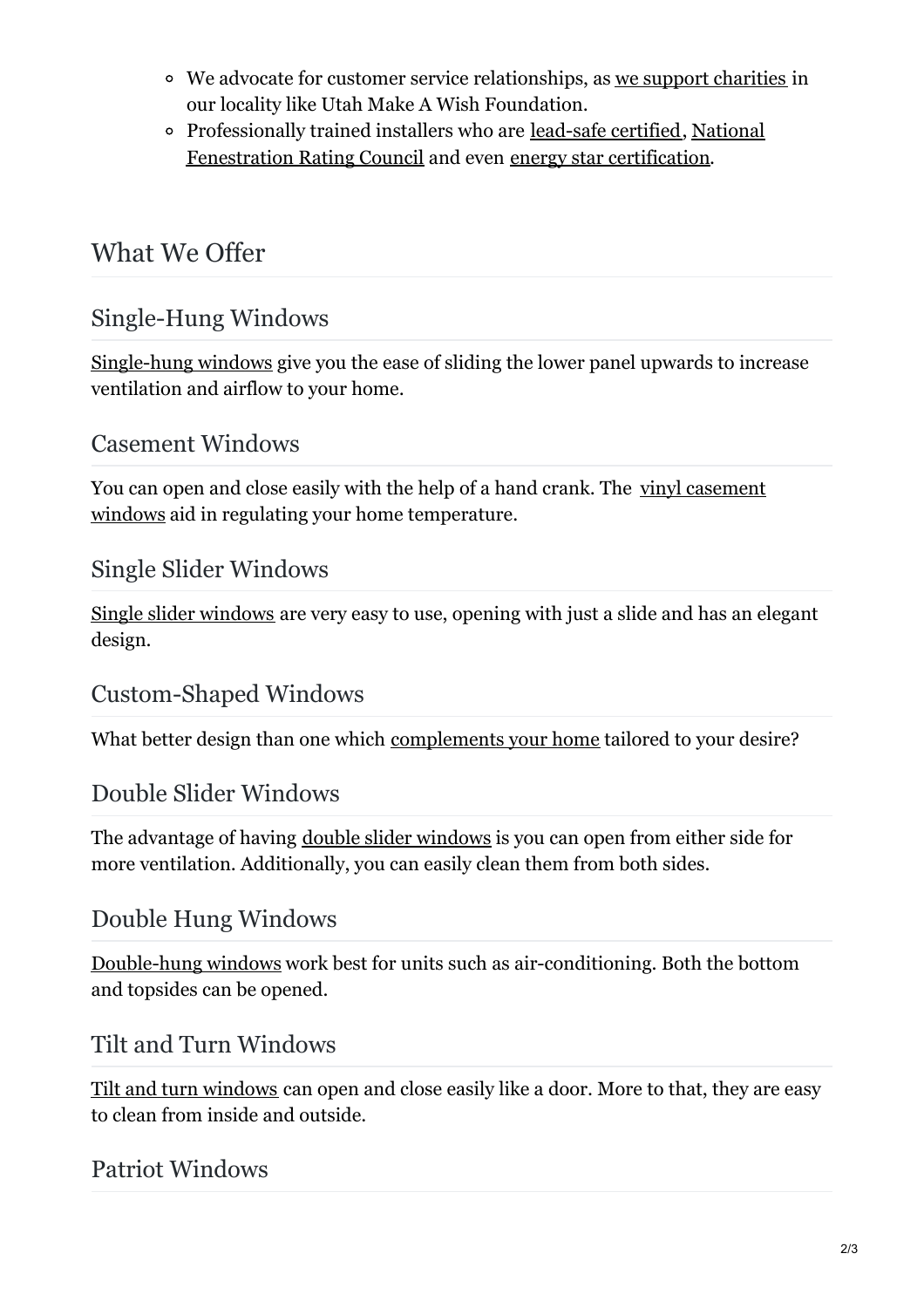- We advocate for customer service relationships, as we support charities in our locality like Utah Make A Wish Foundation.
- Professionally trained installers who are lead-safe certified, National Fenestration Rating Council and even energy star certification.

## What We Offer

### Single-Hung Windows

Single-hung windows give you the ease of sliding the lower panel upwards to increase ventilation and airflow to your home.

### Casement Windows

You can open and close easily with the help of a hand crank. The vinyl casement windows aid in regulating your home temperature.

### Single Slider Windows

Single slider windows are very easy to use, opening with just a slide and has an elegant design.

### Custom-Shaped Windows

What better design than one which complements your home tailored to your desire?

### Double Slider Windows

The advantage of having double slider windows is you can open from either side for more ventilation. Additionally, you can easily clean them from both sides.

### Double Hung Windows

Double-hung windows work best for units such as air-conditioning. Both the bottom and topsides can be opened.

### Tilt and Turn Windows

Tilt and turn windows can open and close easily like a door. More to that, they are easy to clean from inside and outside.

### Patriot Windows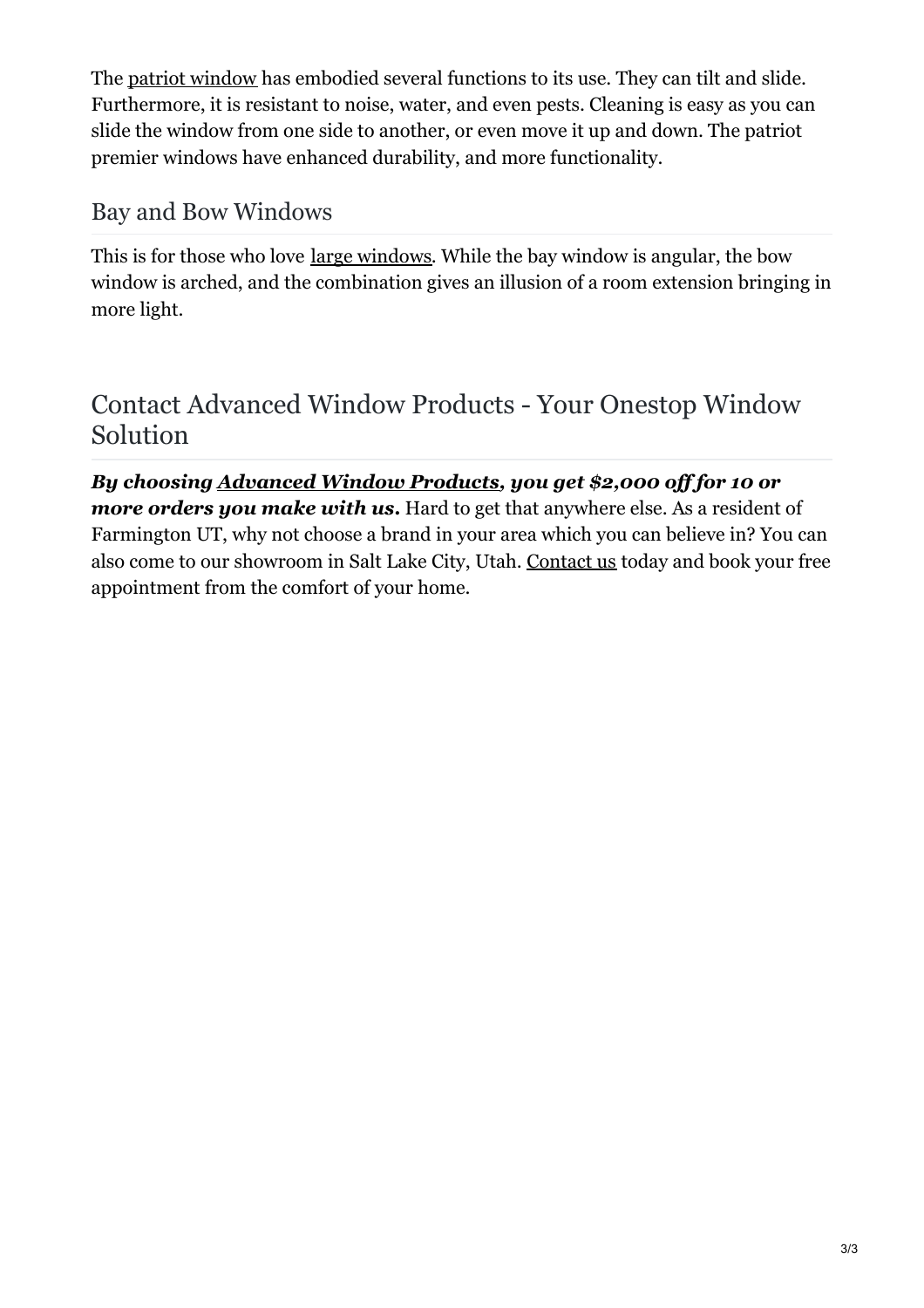The patriot window has embodied several functions to its use. They can tilt and slide. Furthermore, it is resistant to noise, water, and even pests. Cleaning is easy as you can slide the window from one side to another, or even move it up and down. The patriot premier windows have enhanced durability, and more functionality.

## Bay and Bow Windows

This is for those who love large windows. While the bay window is angular, the bow window is arched, and the combination gives an illusion of a room extension bringing in more light.

## Contact Advanced Window Products - Your Onestop Window Solution

***By choosing Advanced Window Products, you get $2,000 off for 10 or more orders you make with us.*** Hard to get that anywhere else. As a resident of Farmington UT, why not choose a brand in your area which you can believe in? You can also come to our showroom in Salt Lake City, Utah. Contact us today and book your free appointment from the comfort of your home.